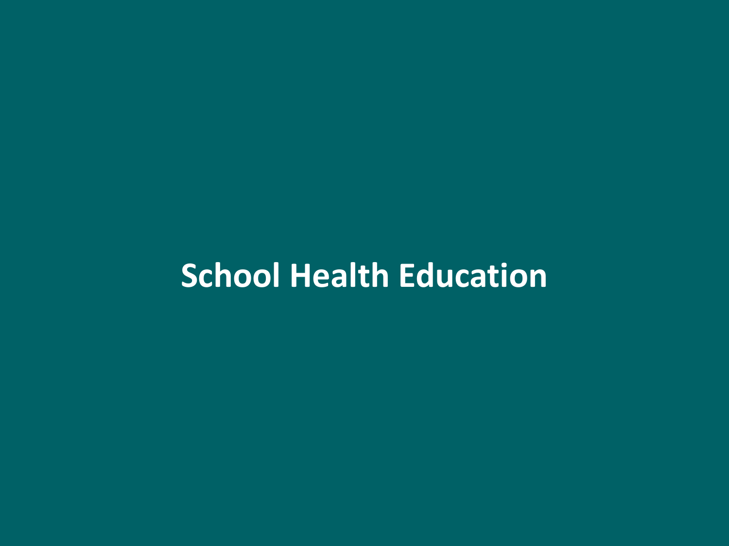# School Health Education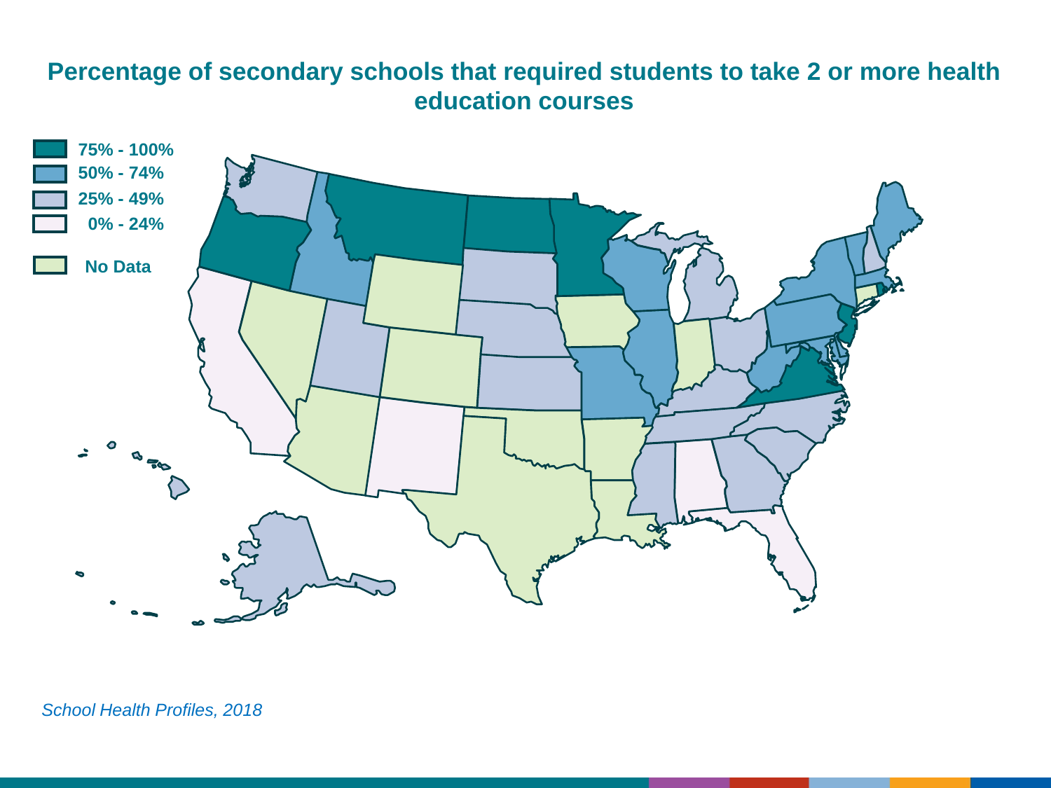# Percentage of secondary schools that required students to take 2 or more health education courses

- 75% - 100%
- 50% - 74%
- 25% - 49%
- 0% - 24%
- No Data

*School Health Profiles, 2018*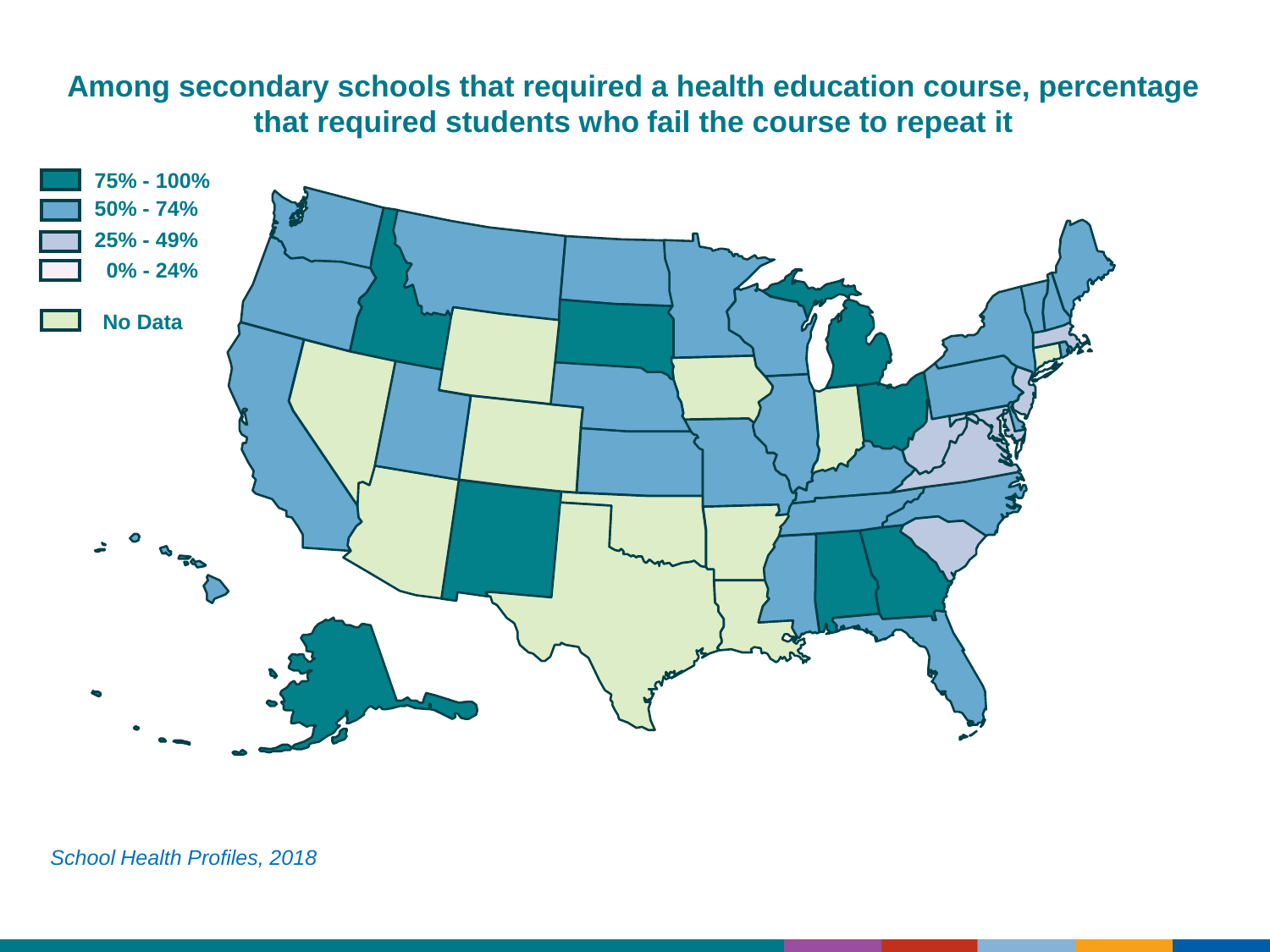## Among secondary schools that required a health education course, percentage that required students who fail the course to repeat it

- 75% - 100%
- 50% - 74%
- 25% - 49%
- 0% - 24%
- No Data

*School Health Profiles, 2018*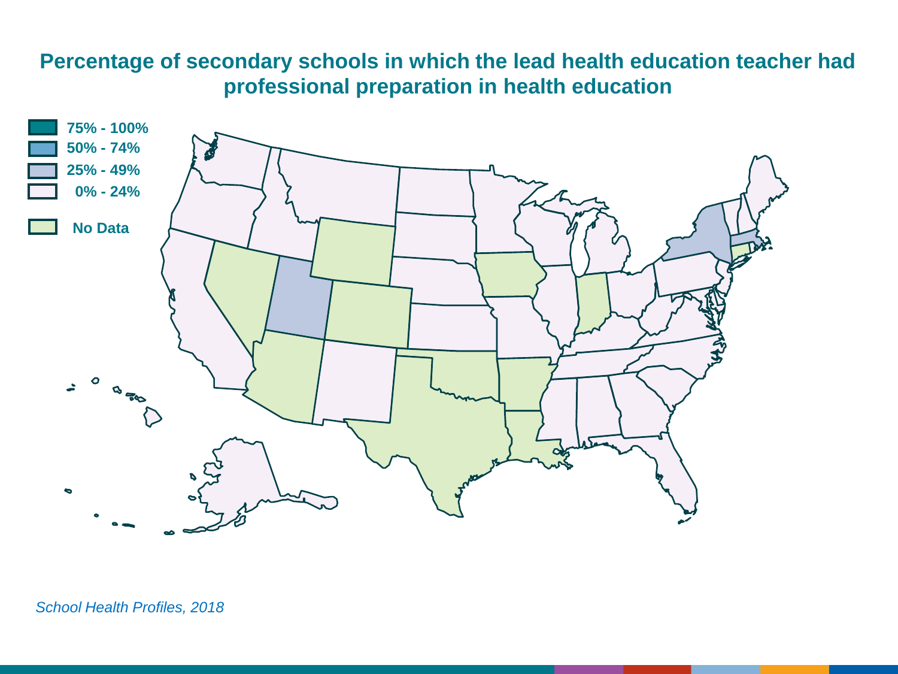## Percentage of secondary schools in which the lead health education teacher had professional preparation in health education

- 75% - 100%
- 50% - 74%
- 25% - 49%
- 0% - 24%
- No Data

*School Health Profiles, 2018*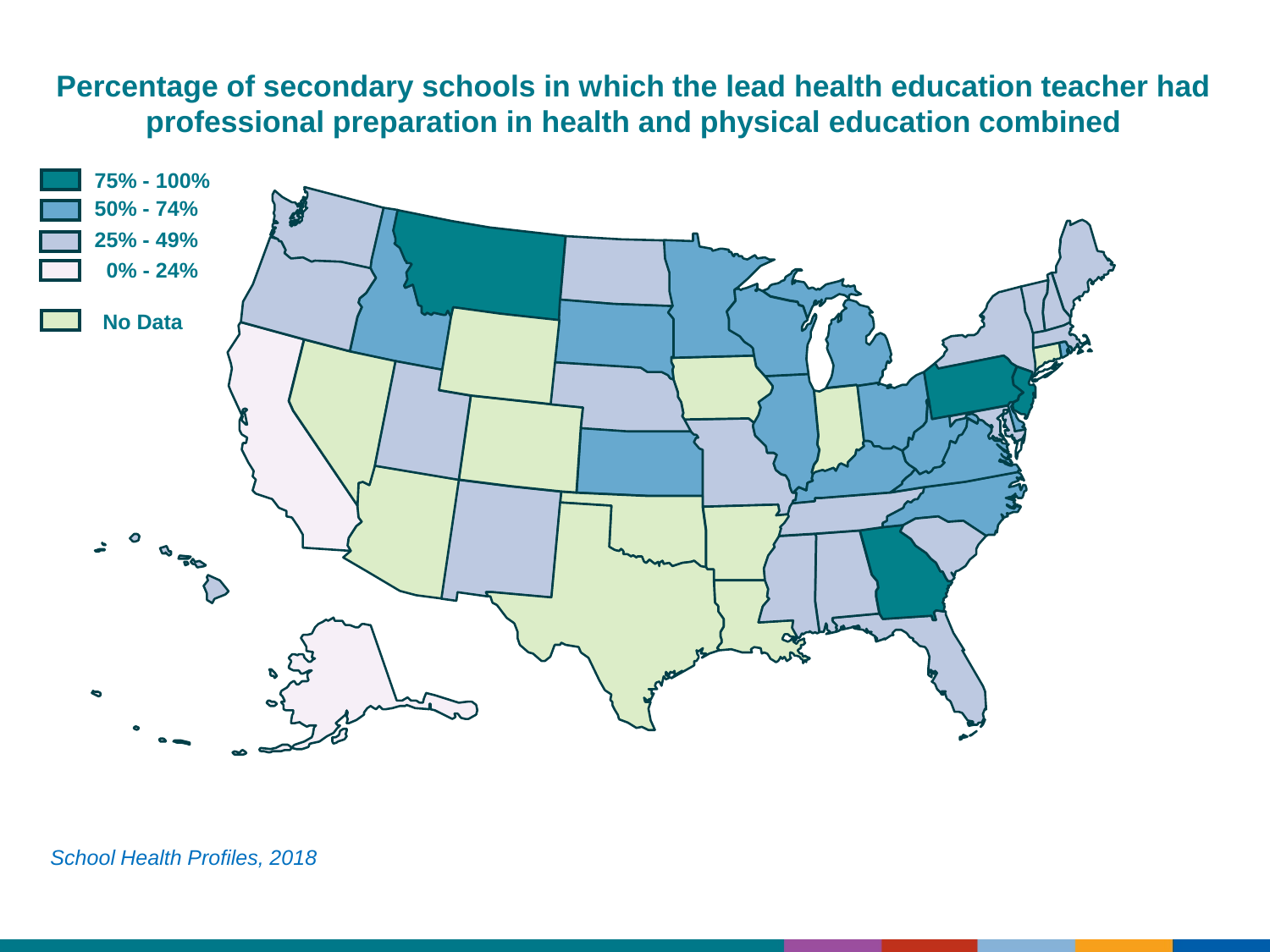# Percentage of secondary schools in which the lead health education teacher had professional preparation in health and physical education combined

- 75% - 100%
- 50% - 74%
- 25% - 49%
- 0% - 24%
- No Data

*School Health Profiles, 2018*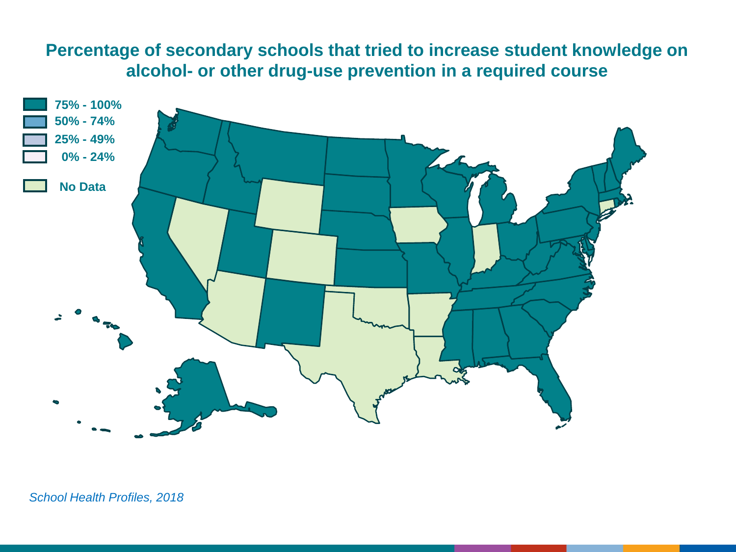# Percentage of secondary schools that tried to increase student knowledge on alcohol- or other drug-use prevention in a required course

- 75% - 100%
- 50% - 74%
- 25% - 49%
- 0% - 24%
- No Data

*School Health Profiles, 2018*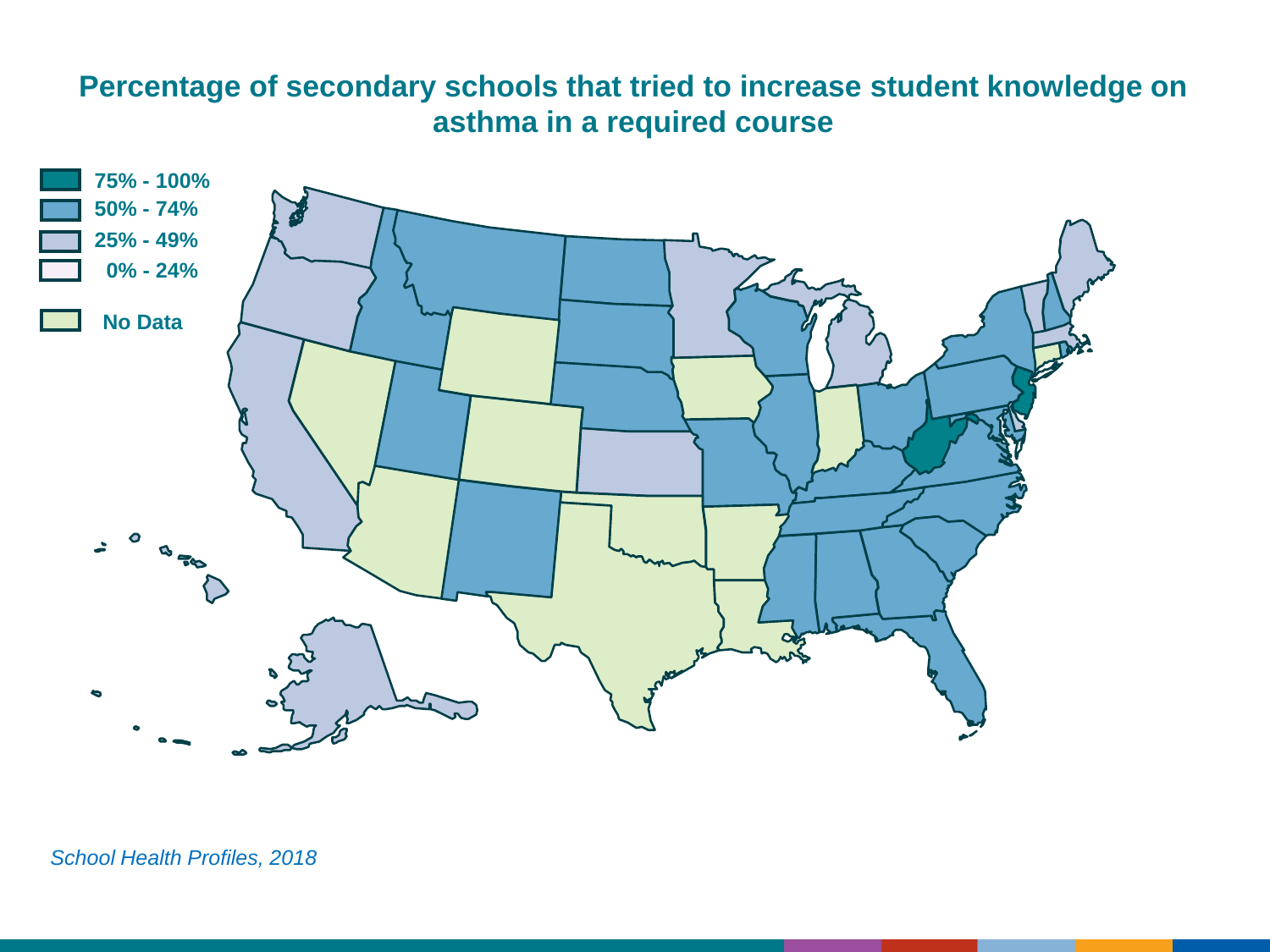# Percentage of secondary schools that tried to increase student knowledge on asthma in a required course

- 75% - 100%
- 50% - 74%
- 25% - 49%
- 0% - 24%
- No Data

*School Health Profiles, 2018*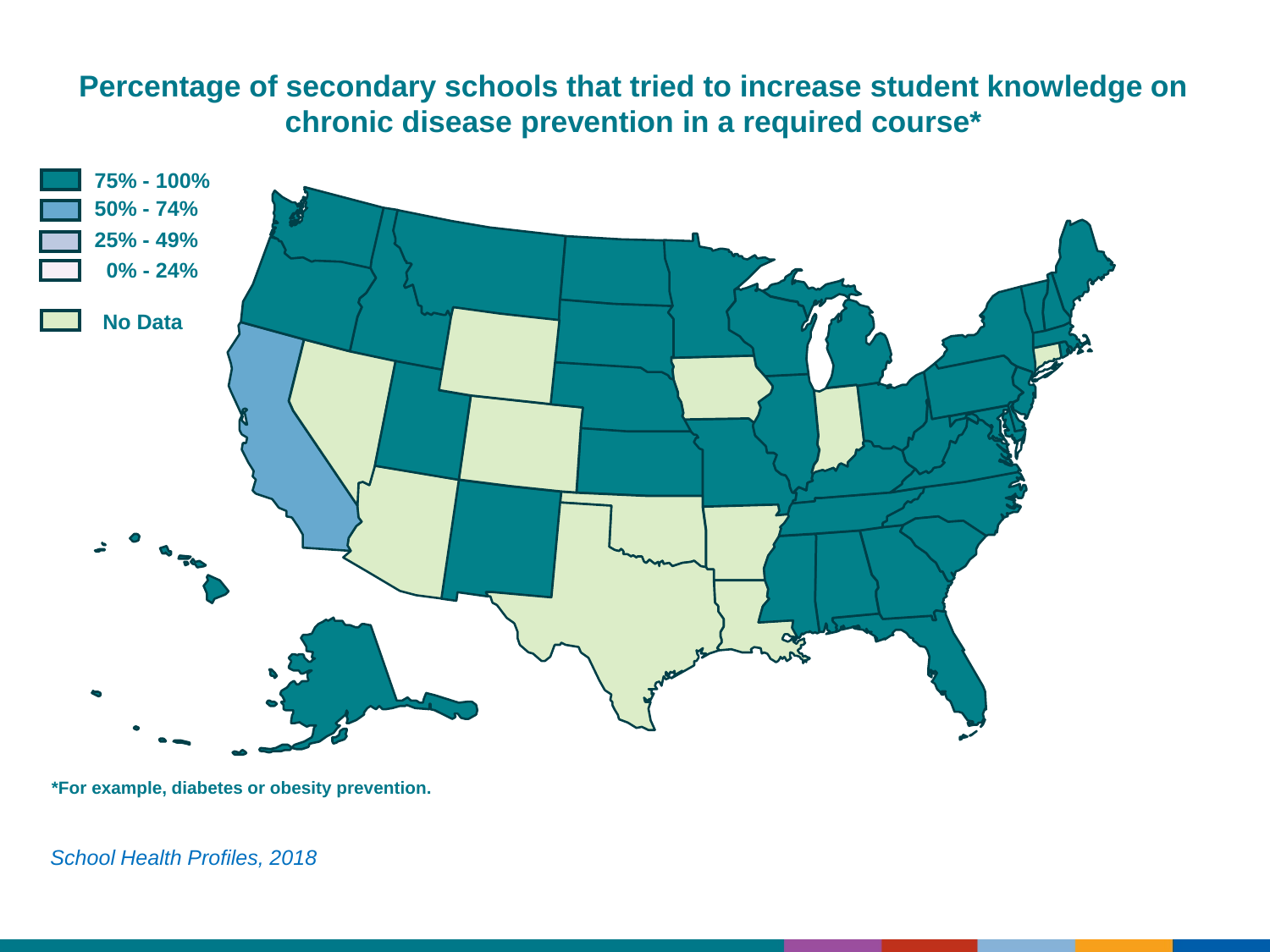# Percentage of secondary schools that tried to increase student knowledge on chronic disease prevention in a required course*

- 75% - 100%
- 50% - 74%
- 25% - 49%
- 0% - 24%
- No Data

*For example, diabetes or obesity prevention.

*School Health Profiles, 2018*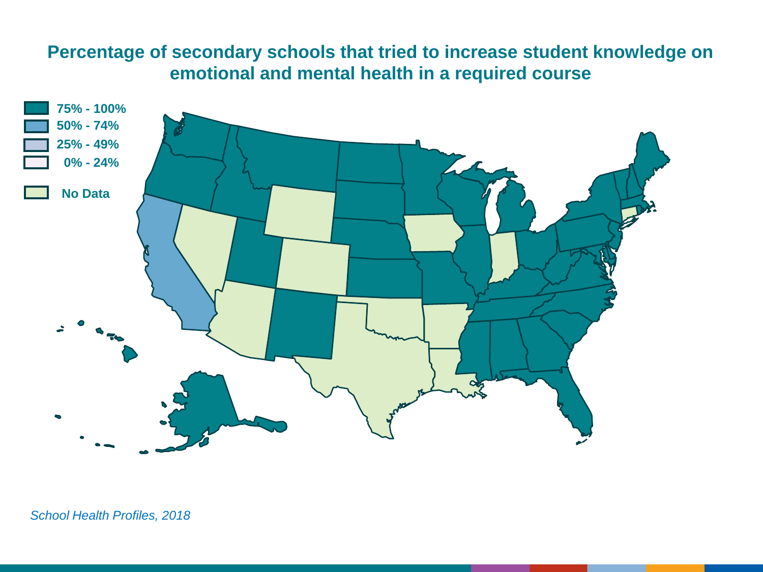# Percentage of secondary schools that tried to increase student knowledge on emotional and mental health in a required course

- 75% - 100%
- 50% - 74%
- 25% - 49%
- 0% - 24%
- No Data

*School Health Profiles, 2018*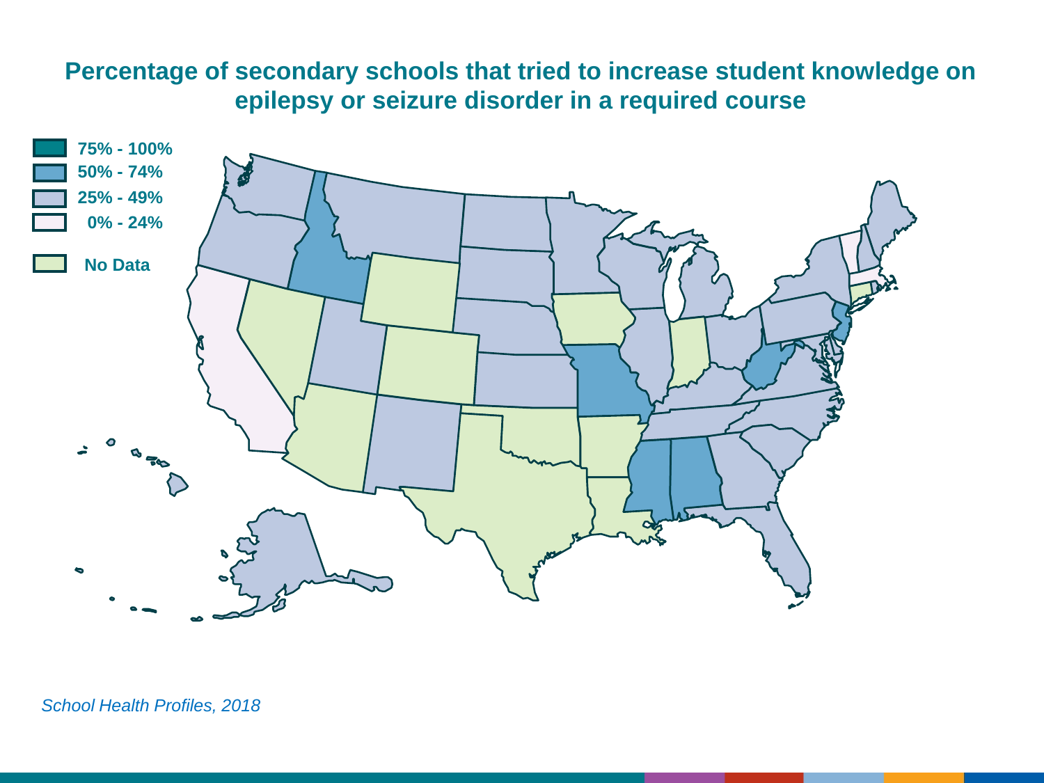# Percentage of secondary schools that tried to increase student knowledge on epilepsy or seizure disorder in a required course

- 75% - 100%
- 50% - 74%
- 25% - 49%
- 0% - 24%
- No Data

*School Health Profiles, 2018*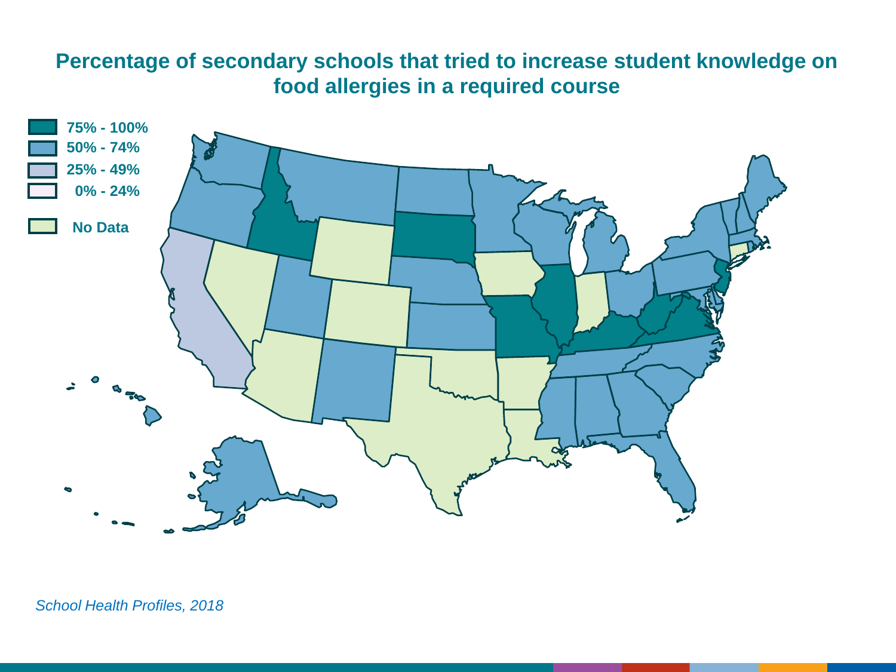# Percentage of secondary schools that tried to increase student knowledge on food allergies in a required course

- 75% - 100%
- 50% - 74%
- 25% - 49%
- 0% - 24%
- No Data

*School Health Profiles, 2018*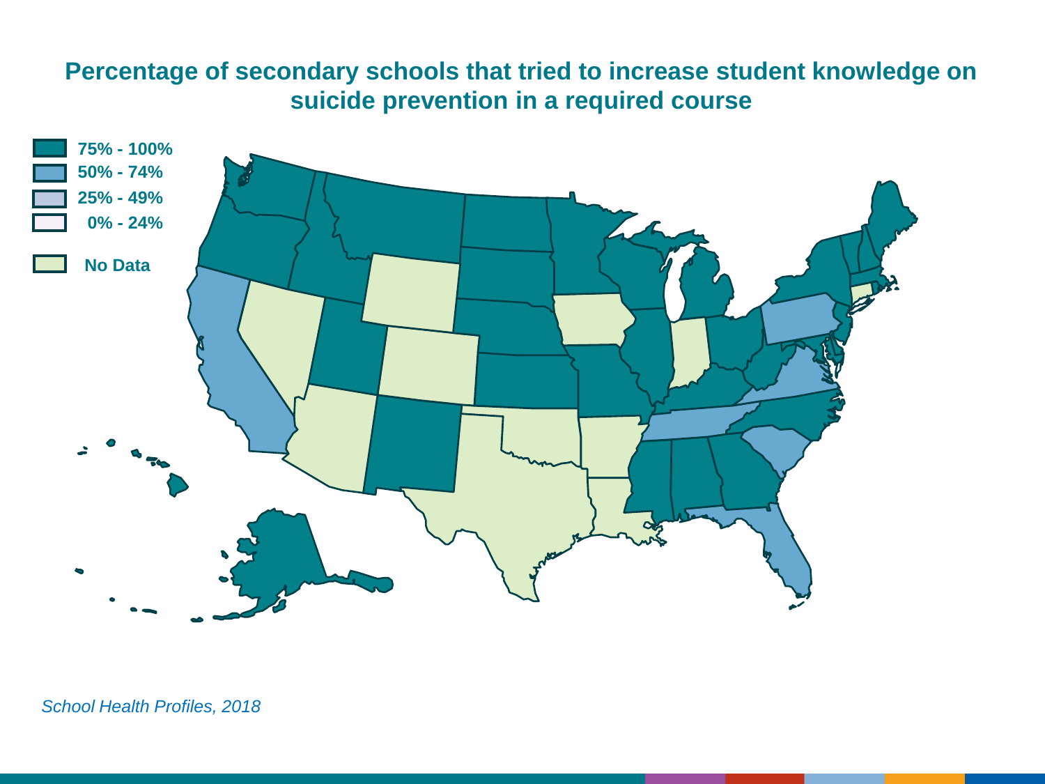# Percentage of secondary schools that tried to increase student knowledge on suicide prevention in a required course

- 75% - 100%
- 50% - 74%
- 25% - 49%
- 0% - 24%
- No Data

*School Health Profiles, 2018*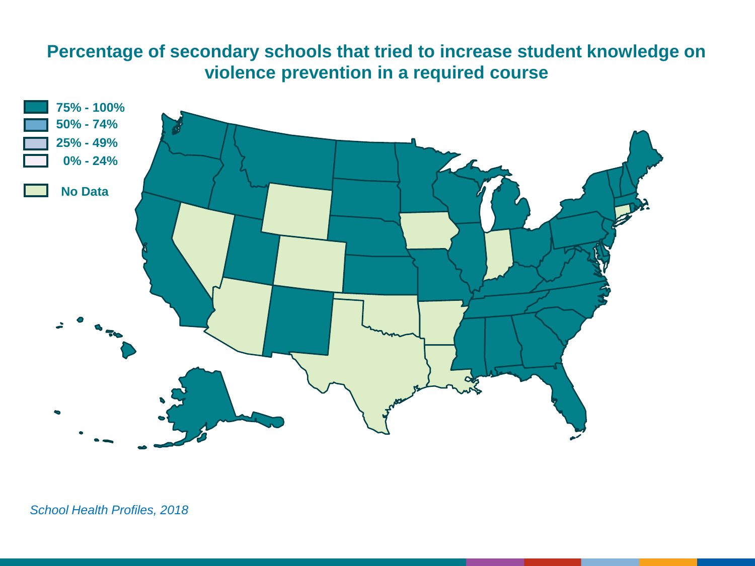# Percentage of secondary schools that tried to increase student knowledge on violence prevention in a required course

- 75% - 100%
- 50% - 74%
- 25% - 49%
- 0% - 24%
- No Data

*School Health Profiles, 2018*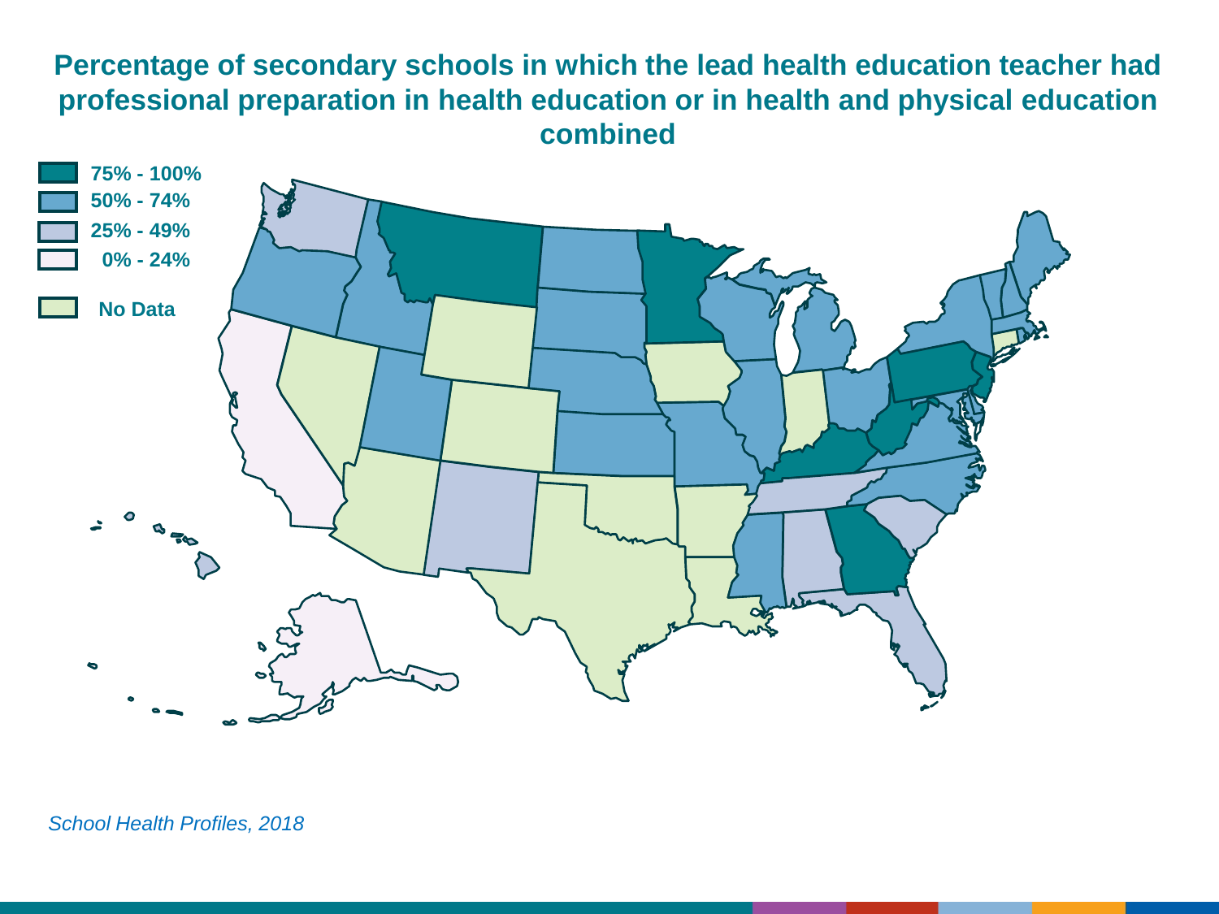# Percentage of secondary schools in which the lead health education teacher had professional preparation in health education or in health and physical education combined

- 75% - 100%
- 50% - 74%
- 25% - 49%
- 0% - 24%
- No Data

*School Health Profiles, 2018*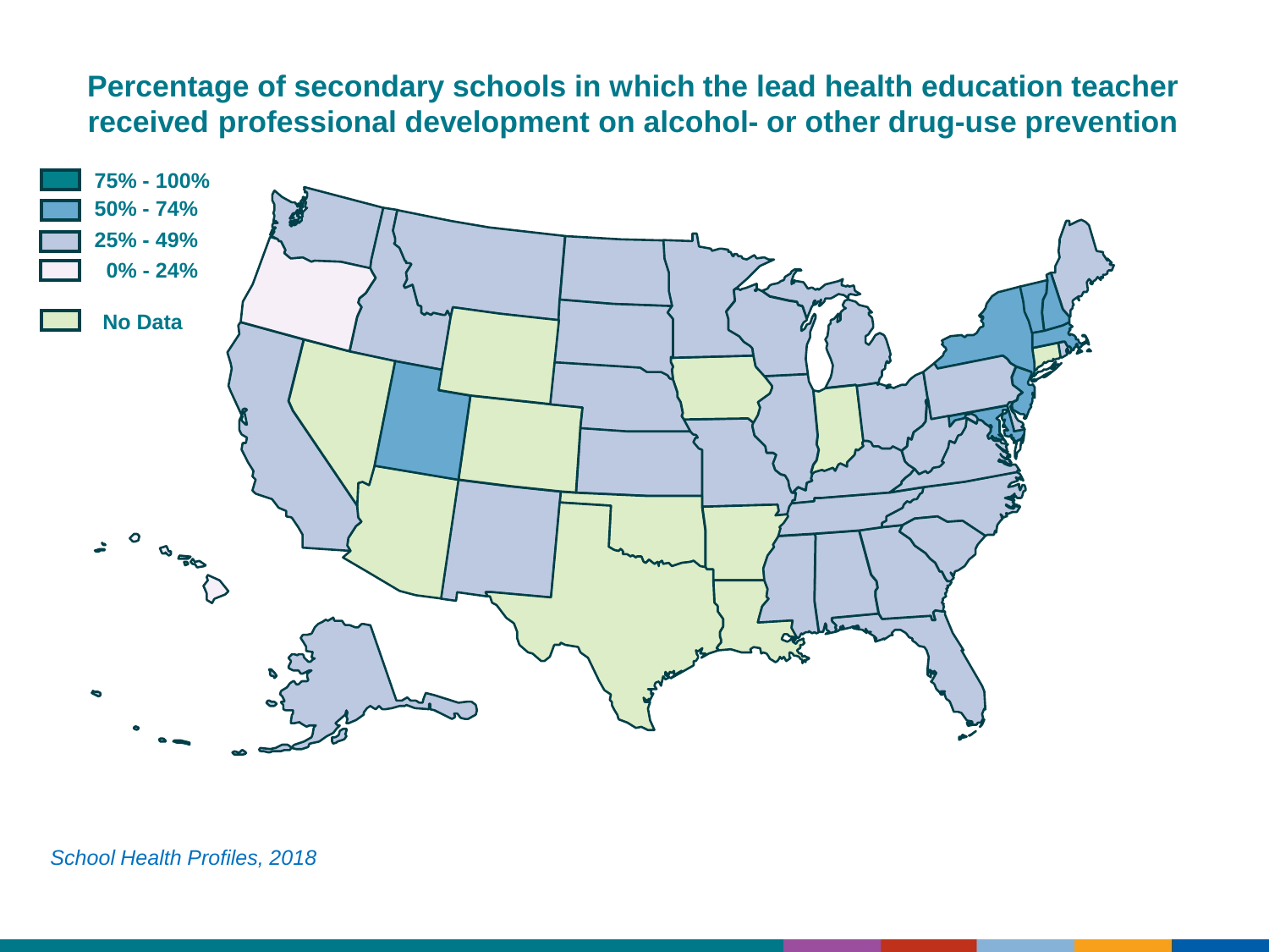# Percentage of secondary schools in which the lead health education teacher received professional development on alcohol- or other drug-use prevention

- 75% - 100%
- 50% - 74%
- 25% - 49%
- 0% - 24%
- No Data

*School Health Profiles, 2018*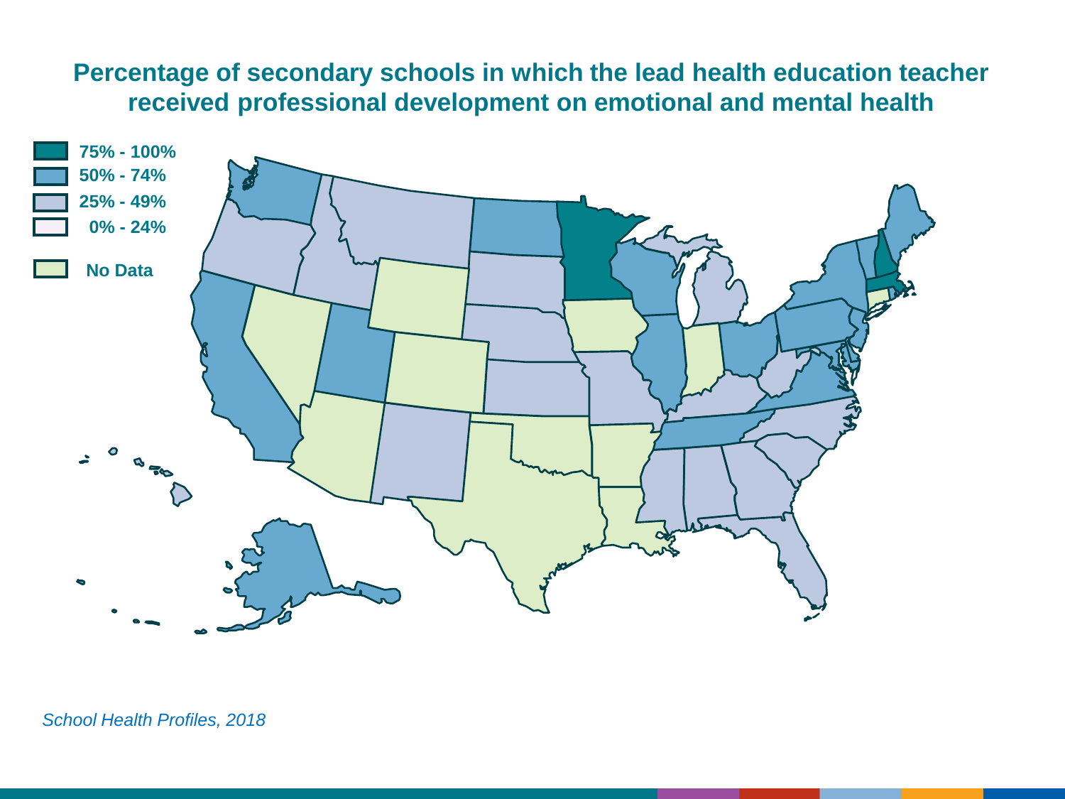# Percentage of secondary schools in which the lead health education teacher received professional development on emotional and mental health

- 75% - 100%
- 50% - 74%
- 25% - 49%
- 0% - 24%
- No Data

*School Health Profiles, 2018*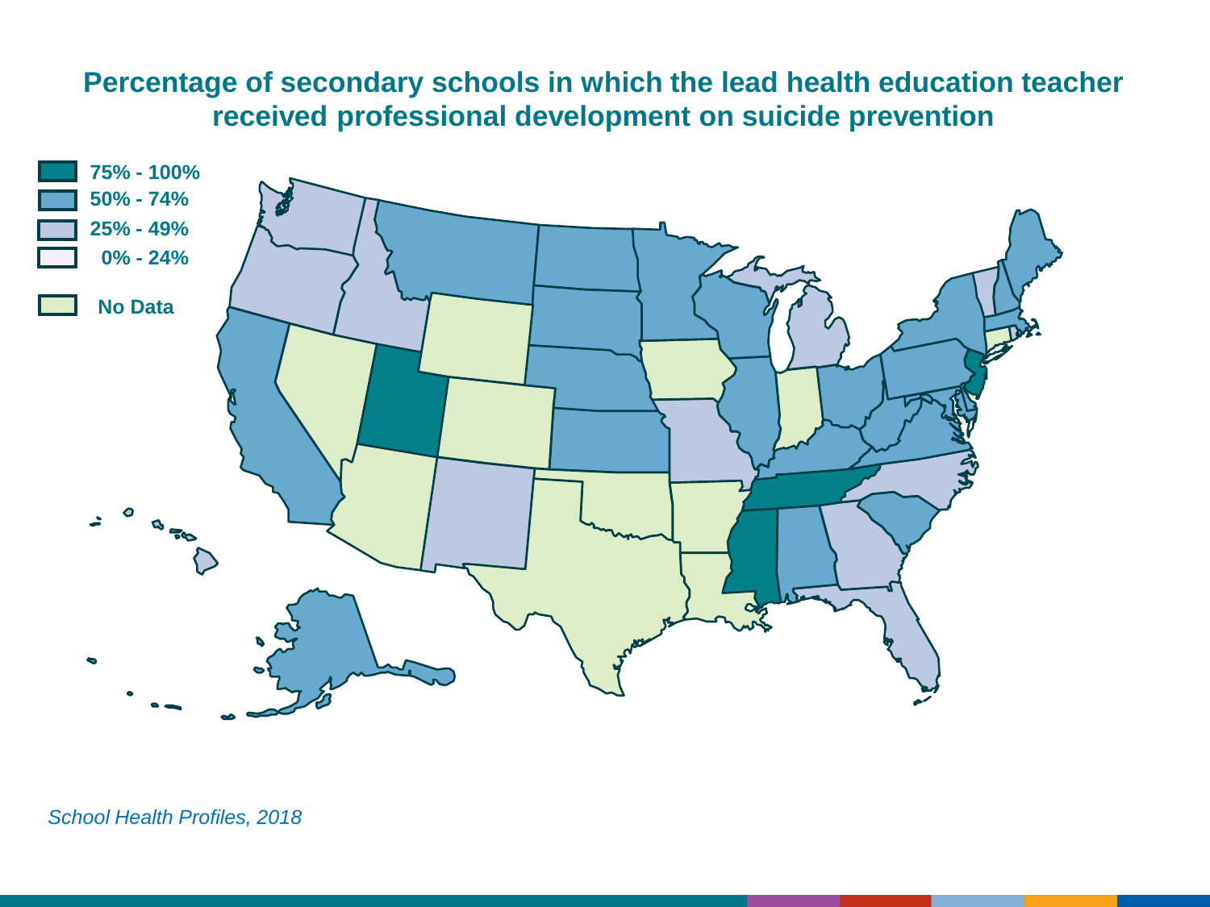# Percentage of secondary schools in which the lead health education teacher received professional development on suicide prevention

- 75% - 100%
- 50% - 74%
- 25% - 49%
- 0% - 24%
- No Data

*School Health Profiles, 2018*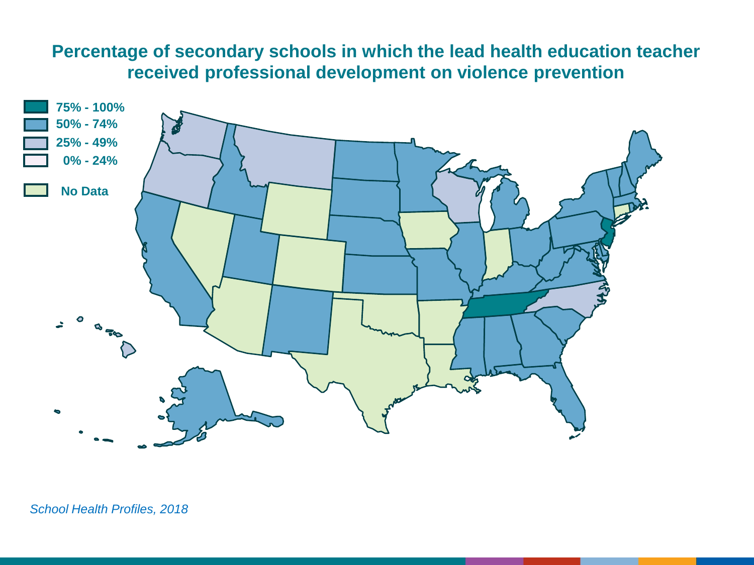# Percentage of secondary schools in which the lead health education teacher received professional development on violence prevention

75% - 100%
50% - 74%
25% - 49%
0% - 24%
No Data

*School Health Profiles, 2018*